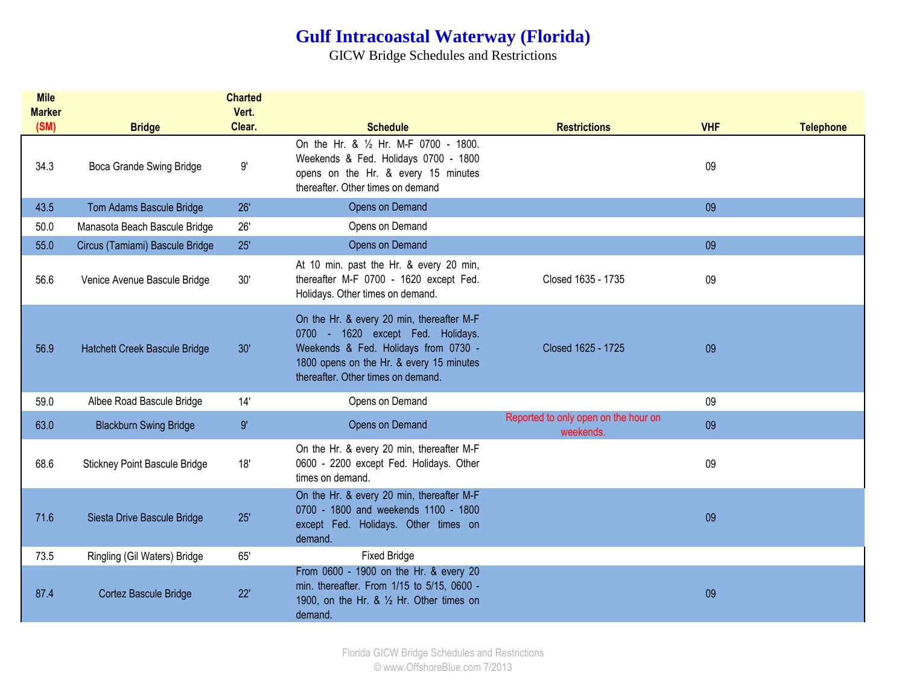# Gulf Intracoastal Waterway (Florida)

GICW Bridge Schedules and Restrictions

| Mile Marker (SM) | Bridge | Charted Vert. Clear. | Schedule | Restrictions | VHF | Telephone |
|---|---|---|---|---|---|---|
| 34.3 | Boca Grande Swing Bridge | 9' | On the Hr. & ½ Hr. M-F 0700 - 1800. Weekends & Fed. Holidays 0700 - 1800 opens on the Hr. & every 15 minutes thereafter. Other times on demand | | 09 | |
| 43.5 | Tom Adams Bascule Bridge | 26' | Opens on Demand | | 09 | |
| 50.0 | Manasota Beach Bascule Bridge | 26' | Opens on Demand | | | |
| 55.0 | Circus (Tamiami) Bascule Bridge | 25' | Opens on Demand | | 09 | |
| 56.6 | Venice Avenue Bascule Bridge | 30' | At 10 min. past the Hr. & every 20 min, thereafter M-F 0700 - 1620 except Fed. Holidays. Other times on demand. | Closed 1635 - 1735 | 09 | |
| 56.9 | Hatchett Creek Bascule Bridge | 30' | On the Hr. & every 20 min, thereafter M-F 0700 - 1620 except Fed. Holidays. Weekends & Fed. Holidays from 0730 - 1800 opens on the Hr. & every 15 minutes thereafter. Other times on demand. | Closed 1625 - 1725 | 09 | |
| 59.0 | Albee Road Bascule Bridge | 14' | Opens on Demand | | 09 | |
| 63.0 | Blackburn Swing Bridge | 9' | Opens on Demand | Reported to only open on the hour on weekends. | 09 | |
| 68.6 | Stickney Point Bascule Bridge | 18' | On the Hr. & every 20 min, thereafter M-F 0600 - 2200 except Fed. Holidays. Other times on demand. | | 09 | |
| 71.6 | Siesta Drive Bascule Bridge | 25' | On the Hr. & every 20 min, thereafter M-F 0700 - 1800 and weekends 1100 - 1800 except Fed. Holidays. Other times on demand. | | 09 | |
| 73.5 | Ringling (Gil Waters) Bridge | 65' | Fixed Bridge | | | |
| 87.4 | Cortez Bascule Bridge | 22' | From 0600 - 1900 on the Hr. & every 20 min. thereafter. From 1/15 to 5/15, 0600 - 1900, on the Hr. & ½ Hr. Other times on demand. | | 09 | |

Florida GICW Bridge Schedules and Restrictions
© www.OffshoreBlue.com 7/2013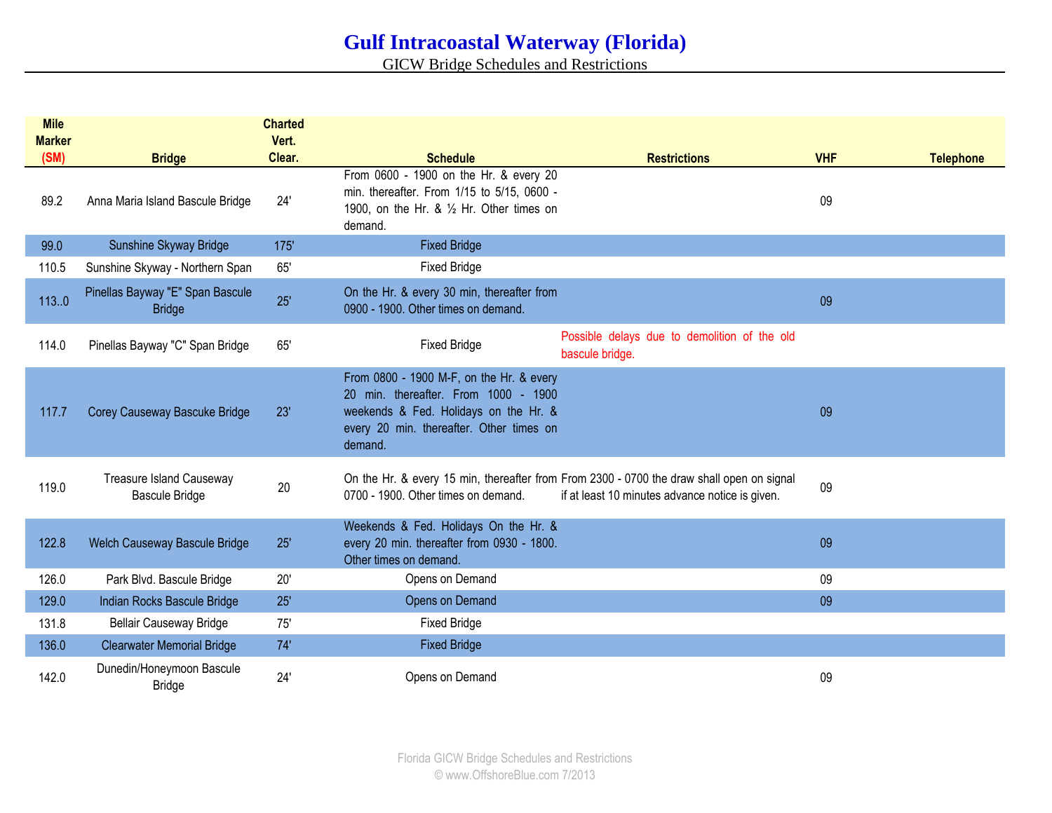# Gulf Intracoastal Waterway (Florida)

GICW Bridge Schedules and Restrictions

| Mile Marker (SM) | Bridge | Charted Vert. Clear. | Schedule | Restrictions | VHF | Telephone |
|---|---|---|---|---|---|---|
| 89.2 | Anna Maria Island Bascule Bridge | 24' | From 0600 - 1900 on the Hr. & every 20 min. thereafter. From 1/15 to 5/15, 0600 - 1900, on the Hr. & ½ Hr. Other times on demand. | | 09 | |
| 99.0 | Sunshine Skyway Bridge | 175' | Fixed Bridge | | | |
| 110.5 | Sunshine Skyway - Northern Span | 65' | Fixed Bridge | | | |
| 113..0 | Pinellas Bayway "E" Span Bascule Bridge | 25' | On the Hr. & every 30 min, thereafter from 0900 - 1900. Other times on demand. | | 09 | |
| 114.0 | Pinellas Bayway "C" Span Bridge | 65' | Fixed Bridge | Possible delays due to demolition of the old bascule bridge. | | |
| 117.7 | Corey Causeway Bascuke Bridge | 23' | From 0800 - 1900 M-F, on the Hr. & every 20 min. thereafter. From 1000 - 1900 weekends & Fed. Holidays on the Hr. & every 20 min. thereafter. Other times on demand. | | 09 | |
| 119.0 | Treasure Island Causeway Bascule Bridge | 20 | On the Hr. & every 15 min, thereafter from 0700 - 1900. Other times on demand. | From 2300 - 0700 the draw shall open on signal if at least 10 minutes advance notice is given. | 09 | |
| 122.8 | Welch Causeway Bascule Bridge | 25' | Weekends & Fed. Holidays On the Hr. & every 20 min. thereafter from 0930 - 1800. Other times on demand. | | 09 | |
| 126.0 | Park Blvd. Bascule Bridge | 20' | Opens on Demand | | 09 | |
| 129.0 | Indian Rocks Bascule Bridge | 25' | Opens on Demand | | 09 | |
| 131.8 | Bellair Causeway Bridge | 75' | Fixed Bridge | | | |
| 136.0 | Clearwater Memorial Bridge | 74' | Fixed Bridge | | | |
| 142.0 | Dunedin/Honeymoon Bascule Bridge | 24' | Opens on Demand | | 09 | |

Florida GICW Bridge Schedules and Restrictions
© www.OffshoreBlue.com 7/2013